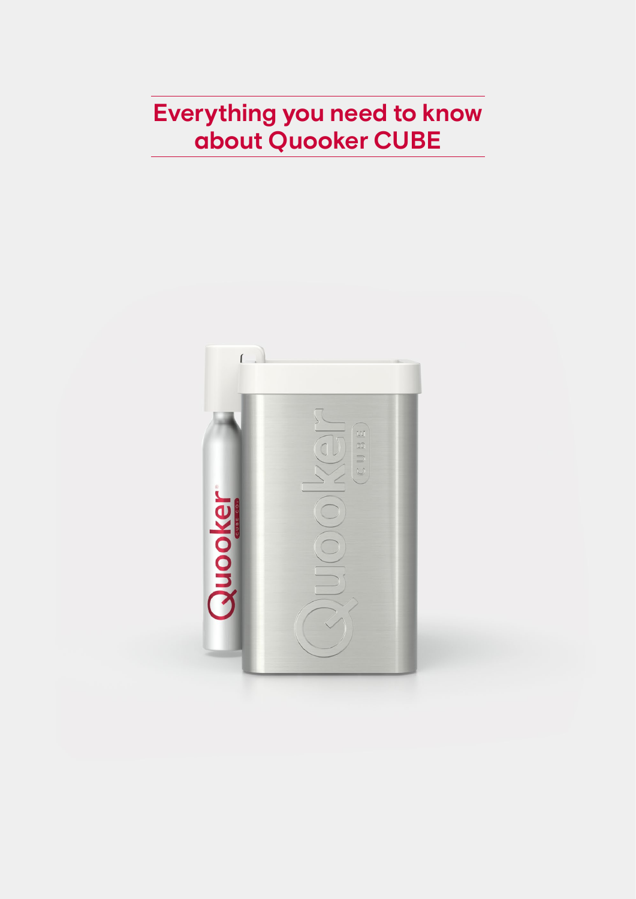# Everything you need to know about Quooker CUBE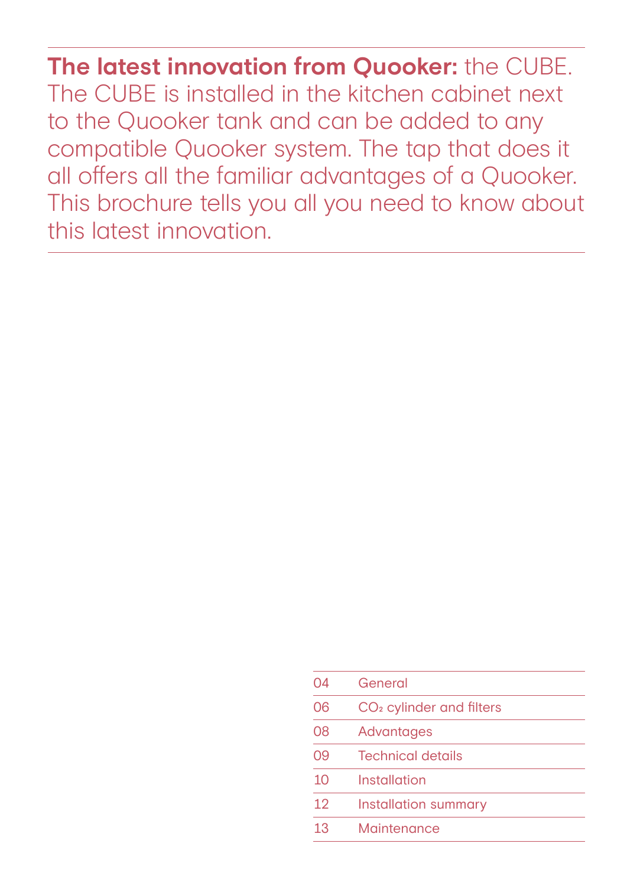**The latest innovation from Quooker:** the CUBE. The CUBE is installed in the kitchen cabinet next to the Quooker tank and can be added to any compatible Quooker system. The tap that does it all offers all the familiar advantages of a Quooker. This brochure tells you all you need to know about this latest innovation.

| | |
|---|---|
| 04 | General |
| 06 | $CO_2$ cylinder and filters |
| 08 | Advantages |
| 09 | Technical details |
| 10 | Installation |
| 12 | Installation summary |
| 13 | Maintenance |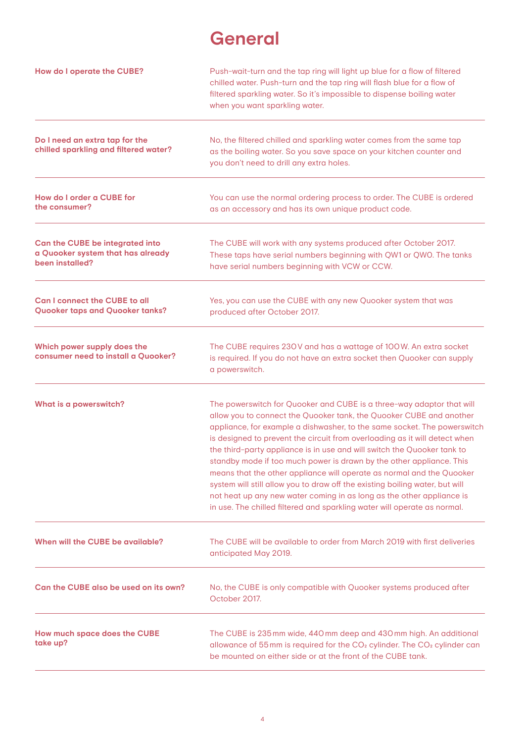# General

| | |
|---|---|
| **How do I operate the CUBE?** | Push-wait-turn and the tap ring will light up blue for a flow of filtered chilled water. Push-turn and the tap ring will flash blue for a flow of filtered sparkling water. So it's impossible to dispense boiling water when you want sparkling water. |
| **Do I need an extra tap for the chilled sparkling and filtered water?** | No, the filtered chilled and sparkling water comes from the same tap as the boiling water. So you save space on your kitchen counter and you don't need to drill any extra holes. |
| **How do I order a CUBE for the consumer?** | You can use the normal ordering process to order. The CUBE is ordered as an accessory and has its own unique product code. |
| **Can the CUBE be integrated into a Quooker system that has already been installed?** | The CUBE will work with any systems produced after October 2017. These taps have serial numbers beginning with QW1 or QWO. The tanks have serial numbers beginning with VCW or CCW. |
| **Can I connect the CUBE to all Quooker taps and Quooker tanks?** | Yes, you can use the CUBE with any new Quooker system that was produced after October 2017. |
| **Which power supply does the consumer need to install a Quooker?** | The CUBE requires 230 V and has a wattage of 100 W. An extra socket is required. If you do not have an extra socket then Quooker can supply a powerswitch. |
| **What is a powerswitch?** | The powerswitch for Quooker and CUBE is a three-way adaptor that will allow you to connect the Quooker tank, the Quooker CUBE and another appliance, for example a dishwasher, to the same socket. The powerswitch is designed to prevent the circuit from overloading as it will detect when the third-party appliance is in use and will switch the Quooker tank to standby mode if too much power is drawn by the other appliance. This means that the other appliance will operate as normal and the Quooker system will still allow you to draw off the existing boiling water, but will not heat up any new water coming in as long as the other appliance is in use. The chilled filtered and sparkling water will operate as normal. |
| **When will the CUBE be available?** | The CUBE will be available to order from March 2019 with first deliveries anticipated May 2019. |
| **Can the CUBE also be used on its own?** | No, the CUBE is only compatible with Quooker systems produced after October 2017. |
| **How much space does the CUBE take up?** | The CUBE is 235 mm wide, 440 mm deep and 430 mm high. An additional allowance of 55 mm is required for the $CO_2$ cylinder. The $CO_2$ cylinder can be mounted on either side or at the front of the CUBE tank. |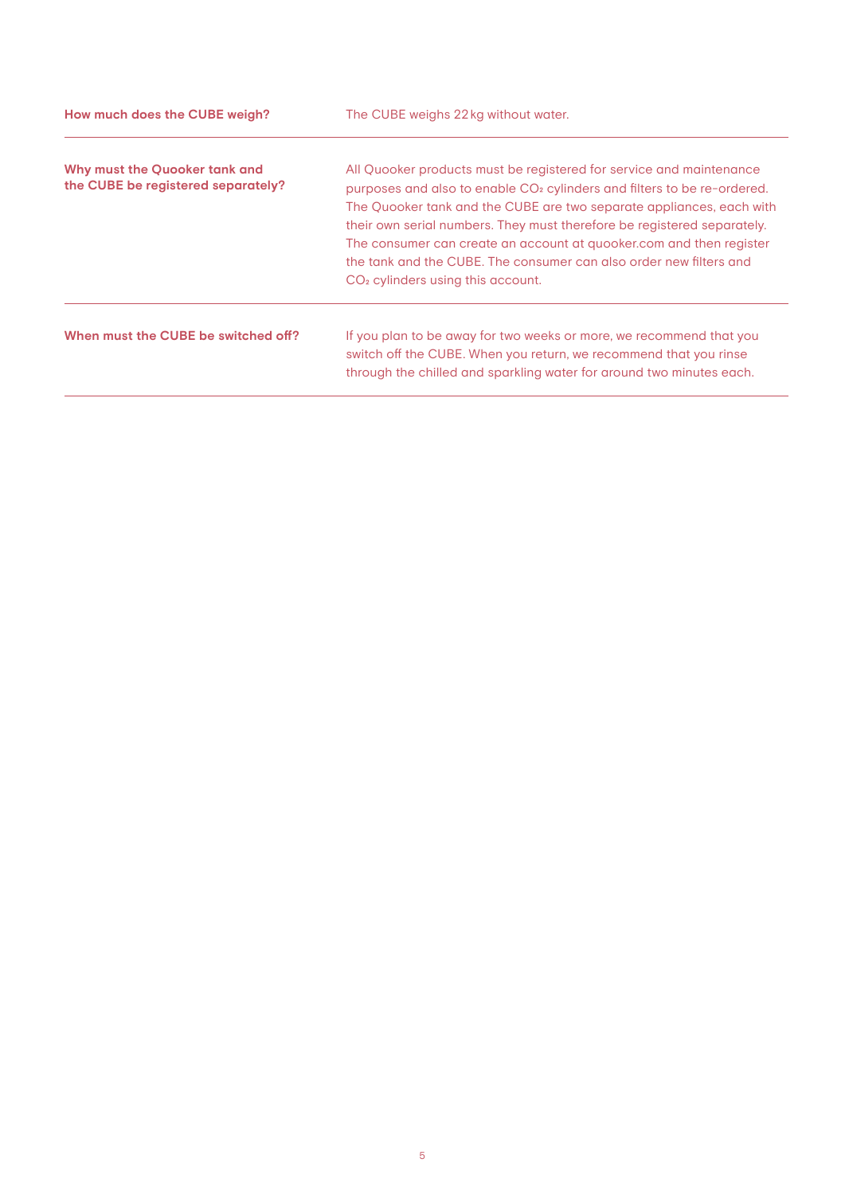| | |
|---|---|
| **How much does the CUBE weigh?** | The CUBE weighs 22 kg without water. |
| **Why must the Quooker tank and the CUBE be registered separately?** | All Quooker products must be registered for service and maintenance purposes and also to enable $CO_2$ cylinders and filters to be re-ordered. The Quooker tank and the CUBE are two separate appliances, each with their own serial numbers. They must therefore be registered separately. The consumer can create an account at quooker.com and then register the tank and the CUBE. The consumer can also order new filters and $CO_2$ cylinders using this account. |
| **When must the CUBE be switched off?** | If you plan to be away for two weeks or more, we recommend that you switch off the CUBE. When you return, we recommend that you rinse through the chilled and sparkling water for around two minutes each. |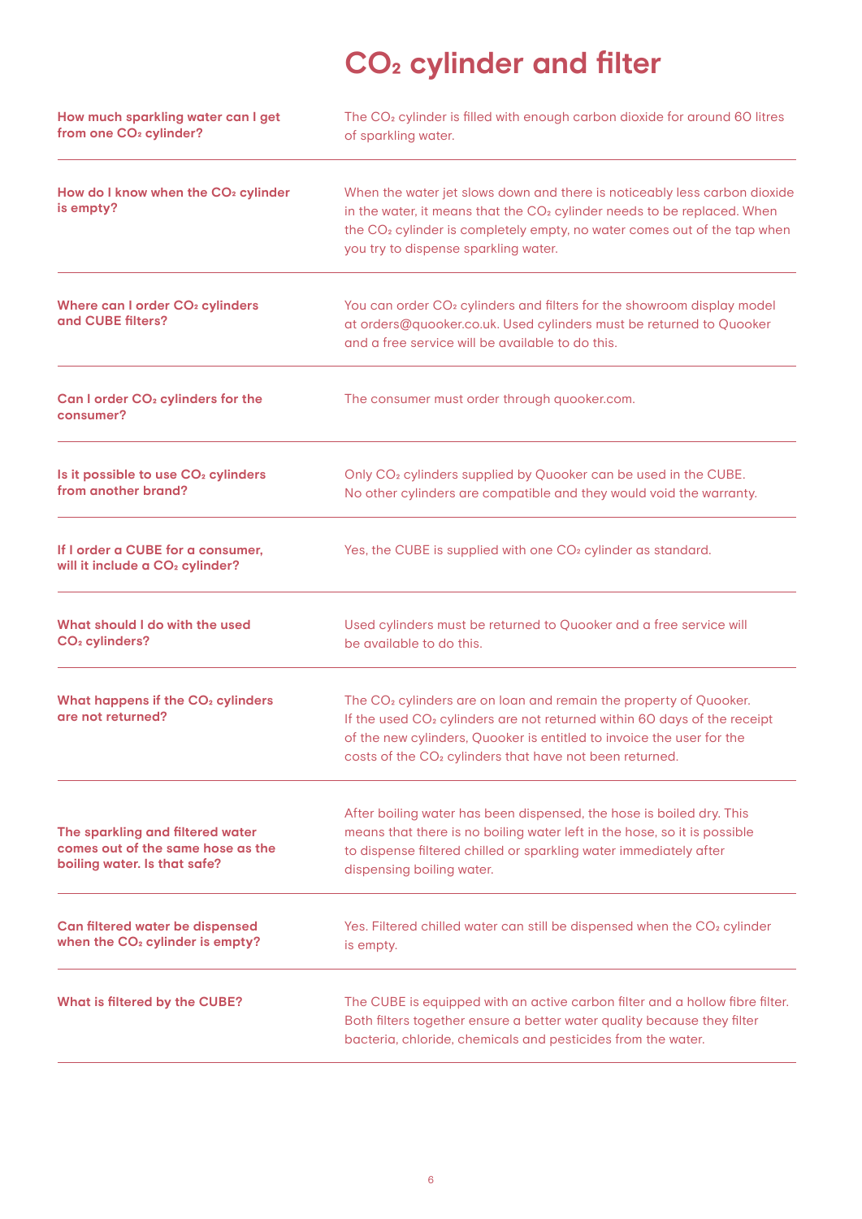# $CO_2$ cylinder and filter

| | |
|---|---|
| **How much sparkling water can I get from one $CO_2$ cylinder?** | The $CO_2$ cylinder is filled with enough carbon dioxide for around 60 litres of sparkling water. |
| **How do I know when the $CO_2$ cylinder is empty?** | When the water jet slows down and there is noticeably less carbon dioxide in the water, it means that the $CO_2$ cylinder needs to be replaced. When the $CO_2$ cylinder is completely empty, no water comes out of the tap when you try to dispense sparkling water. |
| **Where can I order $CO_2$ cylinders and CUBE filters?** | You can order $CO_2$ cylinders and filters for the showroom display model at orders@quooker.co.uk. Used cylinders must be returned to Quooker and a free service will be available to do this. |
| **Can I order $CO_2$ cylinders for the consumer?** | The consumer must order through quooker.com. |
| **Is it possible to use $CO_2$ cylinders from another brand?** | Only $CO_2$ cylinders supplied by Quooker can be used in the CUBE. No other cylinders are compatible and they would void the warranty. |
| **If I order a CUBE for a consumer, will it include a $CO_2$ cylinder?** | Yes, the CUBE is supplied with one $CO_2$ cylinder as standard. |
| **What should I do with the used $CO_2$ cylinders?** | Used cylinders must be returned to Quooker and a free service will be available to do this. |
| **What happens if the $CO_2$ cylinders are not returned?** | The $CO_2$ cylinders are on loan and remain the property of Quooker. If the used $CO_2$ cylinders are not returned within 60 days of the receipt of the new cylinders, Quooker is entitled to invoice the user for the costs of the $CO_2$ cylinders that have not been returned. |
| **The sparkling and filtered water comes out of the same hose as the boiling water. Is that safe?** | After boiling water has been dispensed, the hose is boiled dry. This means that there is no boiling water left in the hose, so it is possible to dispense filtered chilled or sparkling water immediately after dispensing boiling water. |
| **Can filtered water be dispensed when the $CO_2$ cylinder is empty?** | Yes. Filtered chilled water can still be dispensed when the $CO_2$ cylinder is empty. |
| **What is filtered by the CUBE?** | The CUBE is equipped with an active carbon filter and a hollow fibre filter. Both filters together ensure a better water quality because they filter bacteria, chloride, chemicals and pesticides from the water. |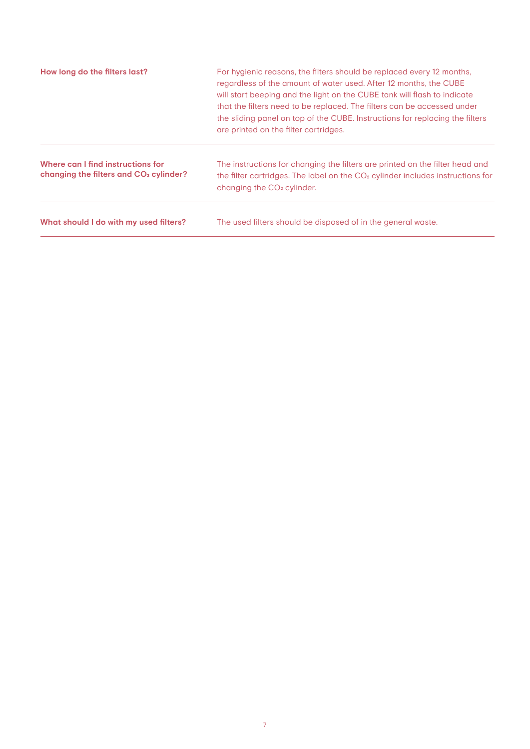**How long do the filters last?**

For hygienic reasons, the filters should be replaced every 12 months, regardless of the amount of water used. After 12 months, the CUBE will start beeping and the light on the CUBE tank will flash to indicate that the filters need to be replaced. The filters can be accessed under the sliding panel on top of the CUBE. Instructions for replacing the filters are printed on the filter cartridges.

---

**Where can I find instructions for changing the filters and $CO_2$ cylinder?**

The instructions for changing the filters are printed on the filter head and the filter cartridges. The label on the $CO_2$ cylinder includes instructions for changing the $CO_2$ cylinder.

---

**What should I do with my used filters?**

The used filters should be disposed of in the general waste.

---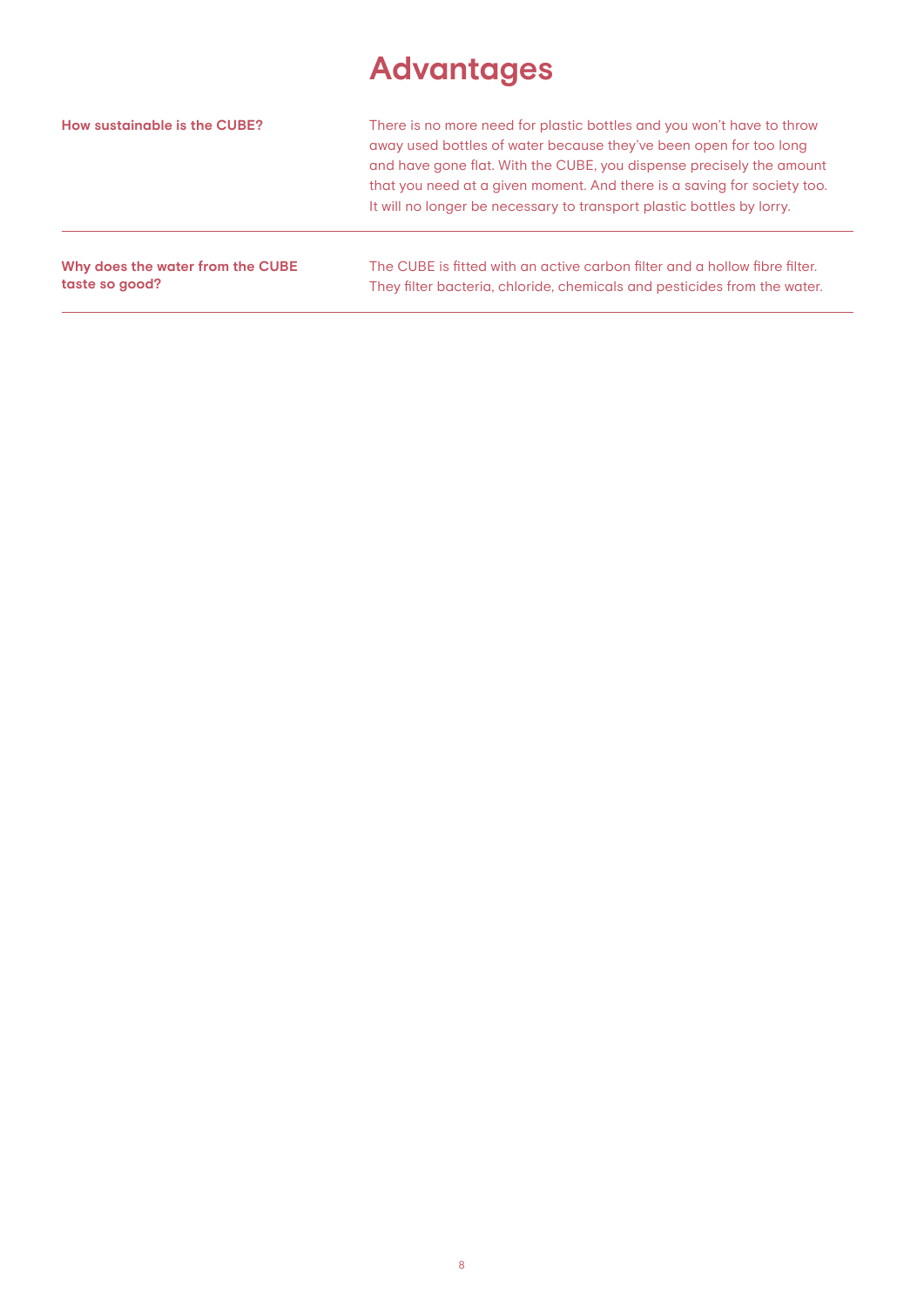# Advantages

**How sustainable is the CUBE?**

There is no more need for plastic bottles and you won't have to throw away used bottles of water because they've been open for too long and have gone flat. With the CUBE, you dispense precisely the amount that you need at a given moment. And there is a saving for society too. It will no longer be necessary to transport plastic bottles by lorry.

---

**Why does the water from the CUBE taste so good?**

The CUBE is fitted with an active carbon filter and a hollow fibre filter. They filter bacteria, chloride, chemicals and pesticides from the water.

---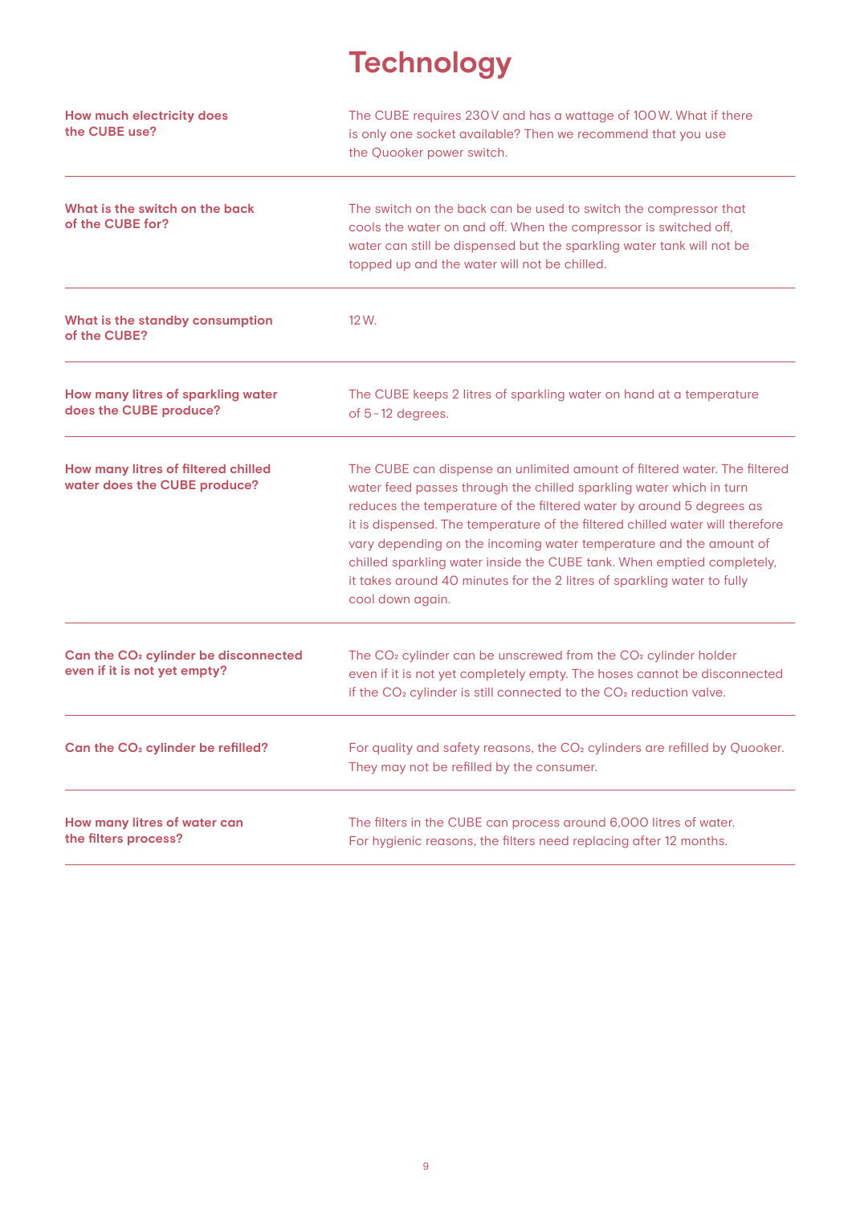# Technology

**How much electricity does the CUBE use?**

The CUBE requires 230 V and has a wattage of 100 W. What if there is only one socket available? Then we recommend that you use the Quooker power switch.

---

**What is the switch on the back of the CUBE for?**

The switch on the back can be used to switch the compressor that cools the water on and off. When the compressor is switched off, water can still be dispensed but the sparkling water tank will not be topped up and the water will not be chilled.

---

**What is the standby consumption of the CUBE?**

12 W.

---

**How many litres of sparkling water does the CUBE produce?**

The CUBE keeps 2 litres of sparkling water on hand at a temperature of 5 - 12 degrees.

---

**How many litres of filtered chilled water does the CUBE produce?**

The CUBE can dispense an unlimited amount of filtered water. The filtered water feed passes through the chilled sparkling water which in turn reduces the temperature of the filtered water by around 5 degrees as it is dispensed. The temperature of the filtered chilled water will therefore vary depending on the incoming water temperature and the amount of chilled sparkling water inside the CUBE tank. When emptied completely, it takes around 40 minutes for the 2 litres of sparkling water to fully cool down again.

---

**Can the $CO_2$ cylinder be disconnected even if it is not yet empty?**

The $CO_2$ cylinder can be unscrewed from the $CO_2$ cylinder holder even if it is not yet completely empty. The hoses cannot be disconnected if the $CO_2$ cylinder is still connected to the $CO_2$ reduction valve.

---

**Can the $CO_2$ cylinder be refilled?**

For quality and safety reasons, the $CO_2$ cylinders are refilled by Quooker. They may not be refilled by the consumer.

---

**How many litres of water can the filters process?**

The filters in the CUBE can process around 6,000 litres of water. For hygienic reasons, the filters need replacing after 12 months.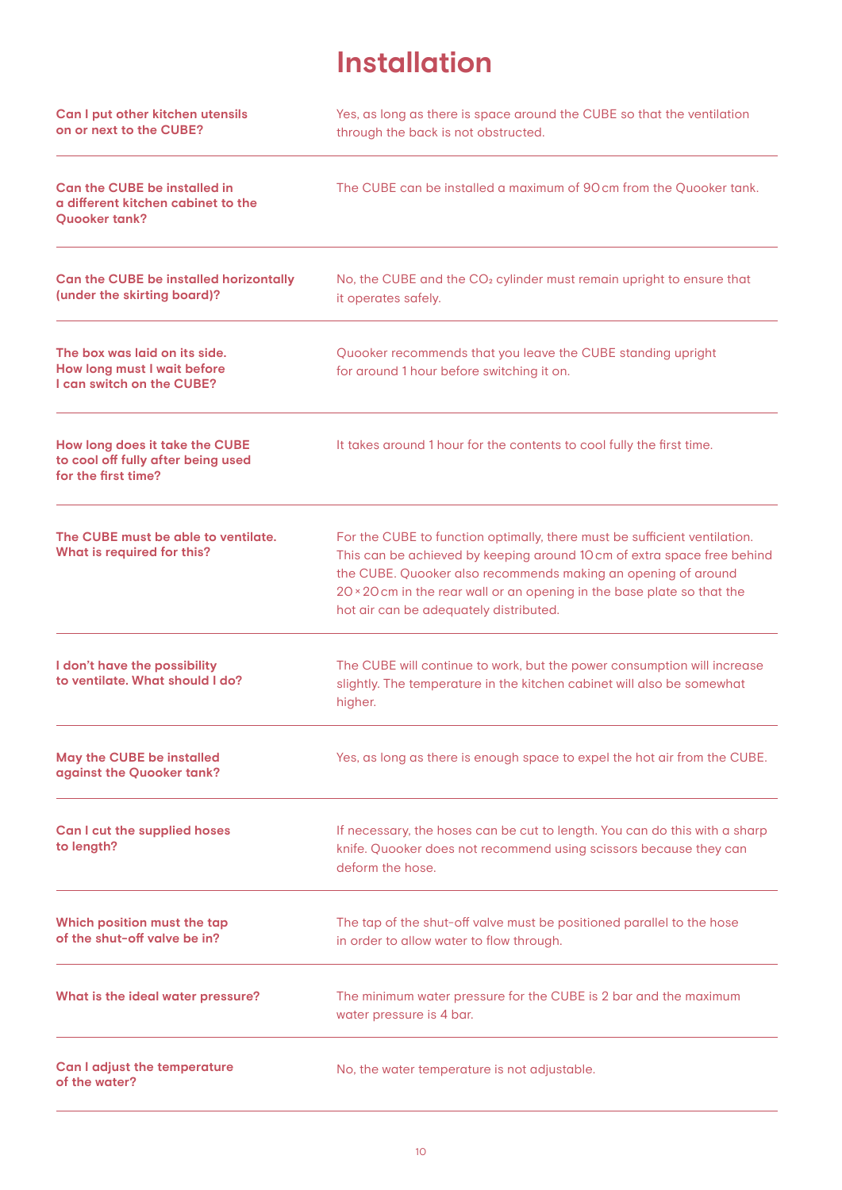# Installation

| | |
|---|---|
| **Can I put other kitchen utensils on or next to the CUBE?** | Yes, as long as there is space around the CUBE so that the ventilation through the back is not obstructed. |
| **Can the CUBE be installed in a different kitchen cabinet to the Quooker tank?** | The CUBE can be installed a maximum of 90 cm from the Quooker tank. |
| **Can the CUBE be installed horizontally (under the skirting board)?** | No, the CUBE and the $CO_2$ cylinder must remain upright to ensure that it operates safely. |
| **The box was laid on its side. How long must I wait before I can switch on the CUBE?** | Quooker recommends that you leave the CUBE standing upright for around 1 hour before switching it on. |
| **How long does it take the CUBE to cool off fully after being used for the first time?** | It takes around 1 hour for the contents to cool fully the first time. |
| **The CUBE must be able to ventilate. What is required for this?** | For the CUBE to function optimally, there must be sufficient ventilation. This can be achieved by keeping around 10 cm of extra space free behind the CUBE. Quooker also recommends making an opening of around 20 × 20 cm in the rear wall or an opening in the base plate so that the hot air can be adequately distributed. |
| **I don't have the possibility to ventilate. What should I do?** | The CUBE will continue to work, but the power consumption will increase slightly. The temperature in the kitchen cabinet will also be somewhat higher. |
| **May the CUBE be installed against the Quooker tank?** | Yes, as long as there is enough space to expel the hot air from the CUBE. |
| **Can I cut the supplied hoses to length?** | If necessary, the hoses can be cut to length. You can do this with a sharp knife. Quooker does not recommend using scissors because they can deform the hose. |
| **Which position must the tap of the shut-off valve be in?** | The tap of the shut-off valve must be positioned parallel to the hose in order to allow water to flow through. |
| **What is the ideal water pressure?** | The minimum water pressure for the CUBE is 2 bar and the maximum water pressure is 4 bar. |
| **Can I adjust the temperature of the water?** | No, the water temperature is not adjustable. |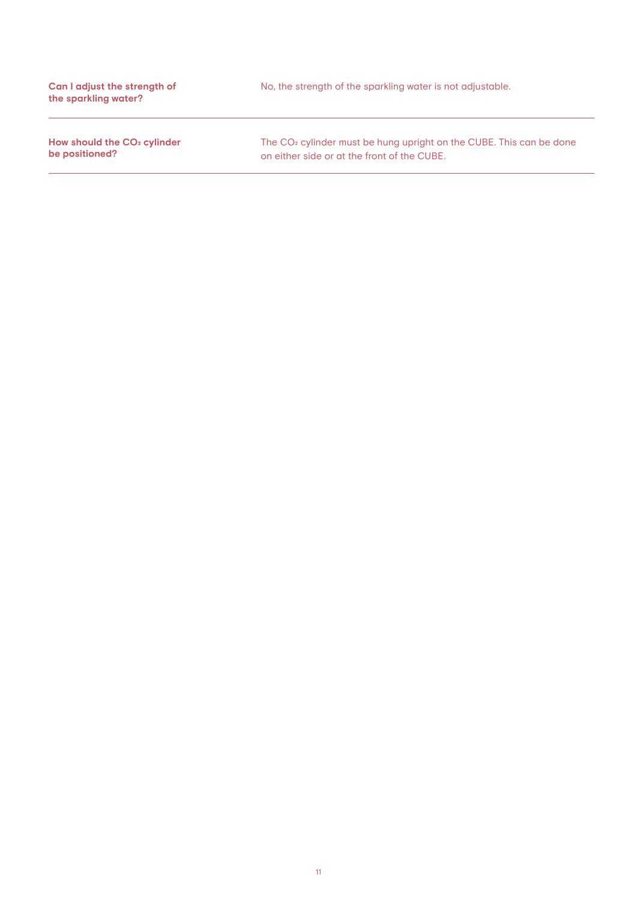**Can I adjust the strength of the sparkling water?**

No, the strength of the sparkling water is not adjustable.

---

**How should the $CO_2$ cylinder be positioned?**

The $CO_2$ cylinder must be hung upright on the CUBE. This can be done on either side or at the front of the CUBE.

---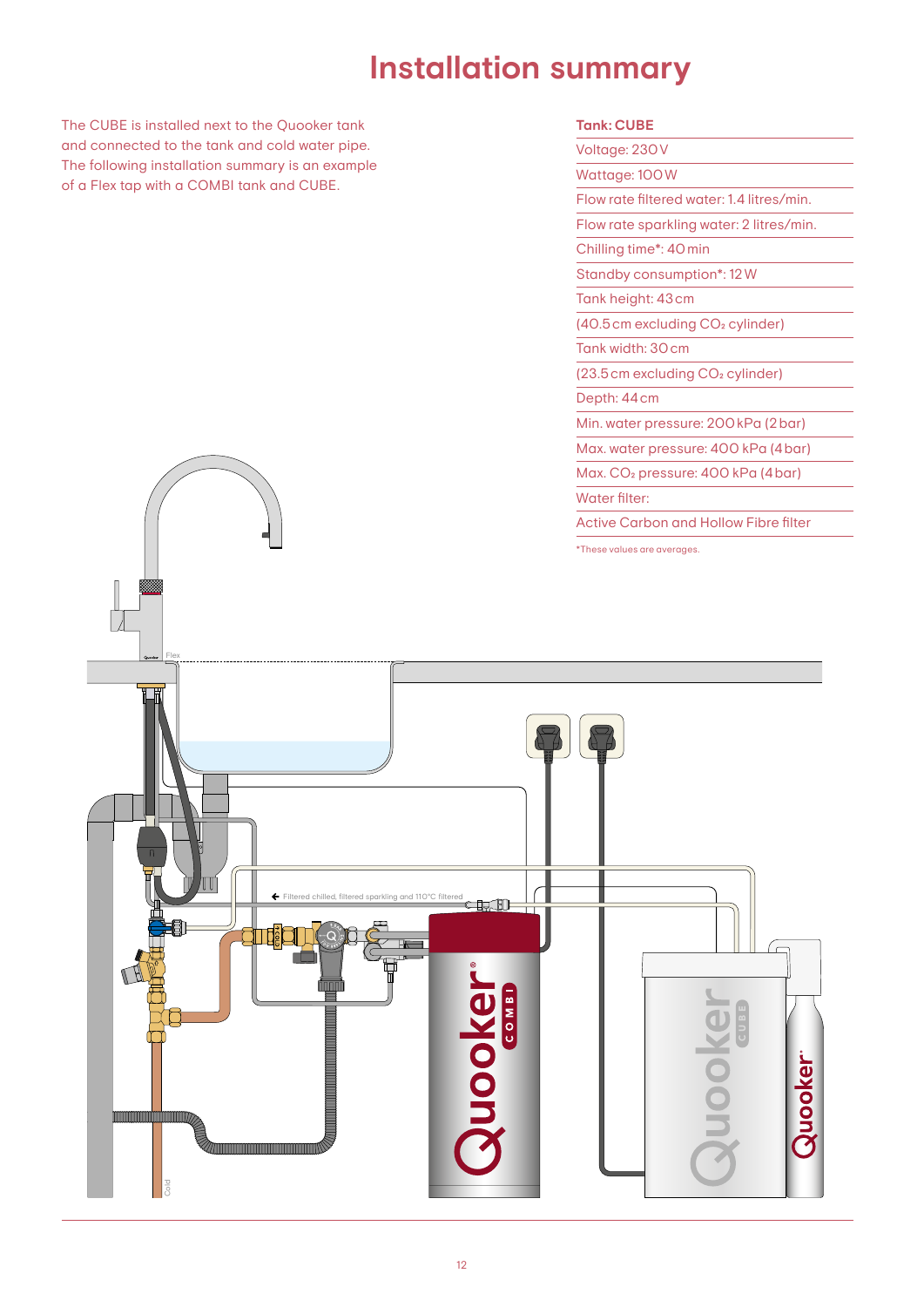# Installation summary

The CUBE is installed next to the Quooker tank and connected to the tank and cold water pipe. The following installation summary is an example of a Flex tap with a COMBI tank and CUBE.

| Tank: CUBE |
|---|
| Voltage: 230 V |
| Wattage: 100 W |
| Flow rate filtered water: 1.4 litres/min. |
| Flow rate sparkling water: 2 litres/min. |
| Chilling time*: 40 min |
| Standby consumption*: 12 W |
| Tank height: 43 cm |
| (40.5 cm excluding $CO_2$ cylinder) |
| Tank width: 30 cm |
| (23.5 cm excluding $CO_2$ cylinder) |
| Depth: 44 cm |
| Min. water pressure: 200 kPa (2 bar) |
| Max. water pressure: 400 kPa (4 bar) |
| Max. $CO_2$ pressure: 400 kPa (4 bar) |
| Water filter: |
| Active Carbon and Hollow Fibre filter |

*These values are averages.

Flex

← Filtered chilled, filtered sparkling and 110°C filtered

Cold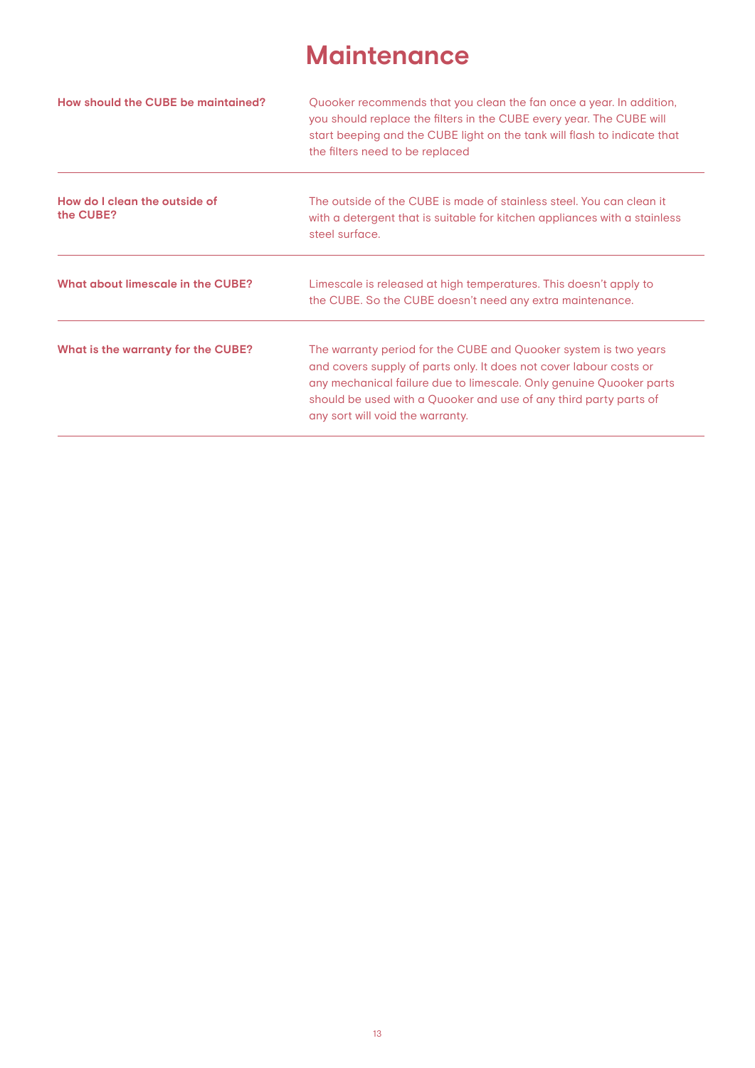# Maintenance

| | |
|---|---|
| **How should the CUBE be maintained?** | Quooker recommends that you clean the fan once a year. In addition, you should replace the filters in the CUBE every year. The CUBE will start beeping and the CUBE light on the tank will flash to indicate that the filters need to be replaced |
| **How do I clean the outside of the CUBE?** | The outside of the CUBE is made of stainless steel. You can clean it with a detergent that is suitable for kitchen appliances with a stainless steel surface. |
| **What about limescale in the CUBE?** | Limescale is released at high temperatures. This doesn't apply to the CUBE. So the CUBE doesn't need any extra maintenance. |
| **What is the warranty for the CUBE?** | The warranty period for the CUBE and Quooker system is two years and covers supply of parts only. It does not cover labour costs or any mechanical failure due to limescale. Only genuine Quooker parts should be used with a Quooker and use of any third party parts of any sort will void the warranty. |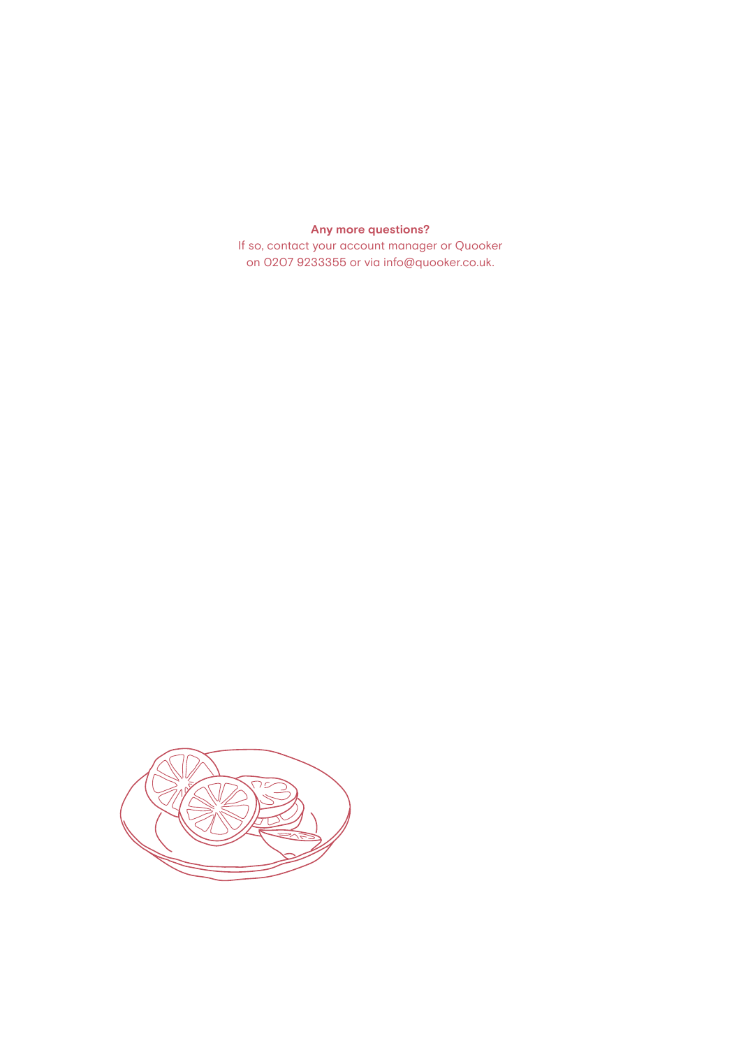**Any more questions?**

If so, contact your account manager or Quooker on 0207 9233355 or via info@quooker.co.uk.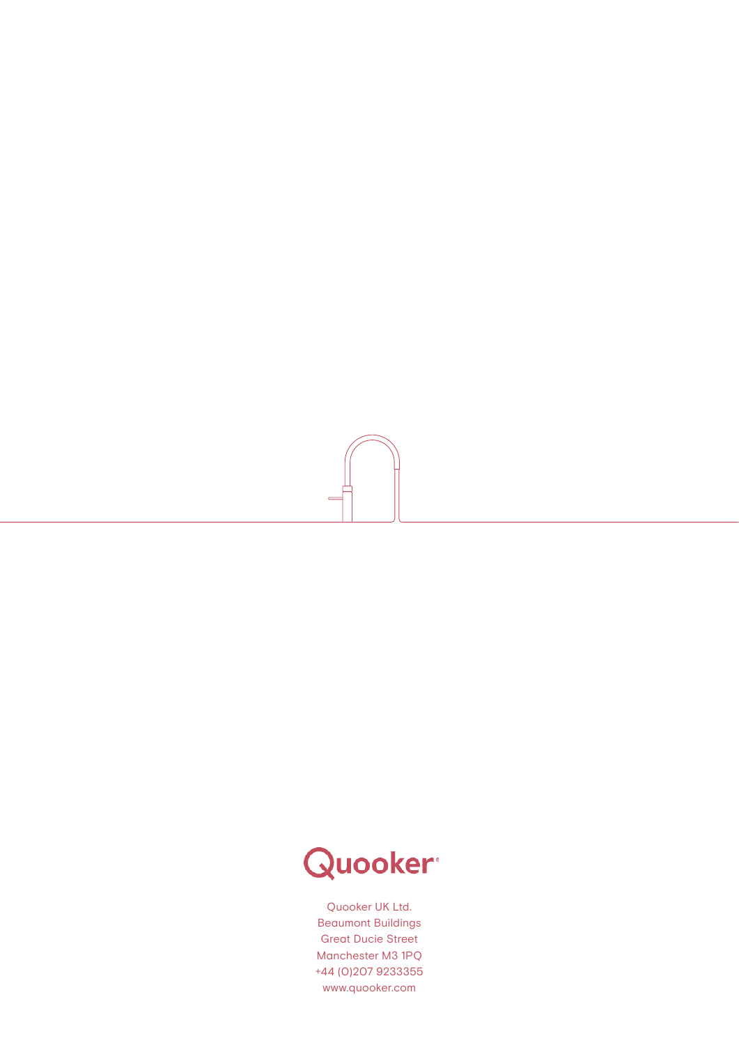Quooker

Quooker UK Ltd.
Beaumont Buildings
Great Ducie Street
Manchester M3 1PQ
+44 (0)207 9233355
www.quooker.com